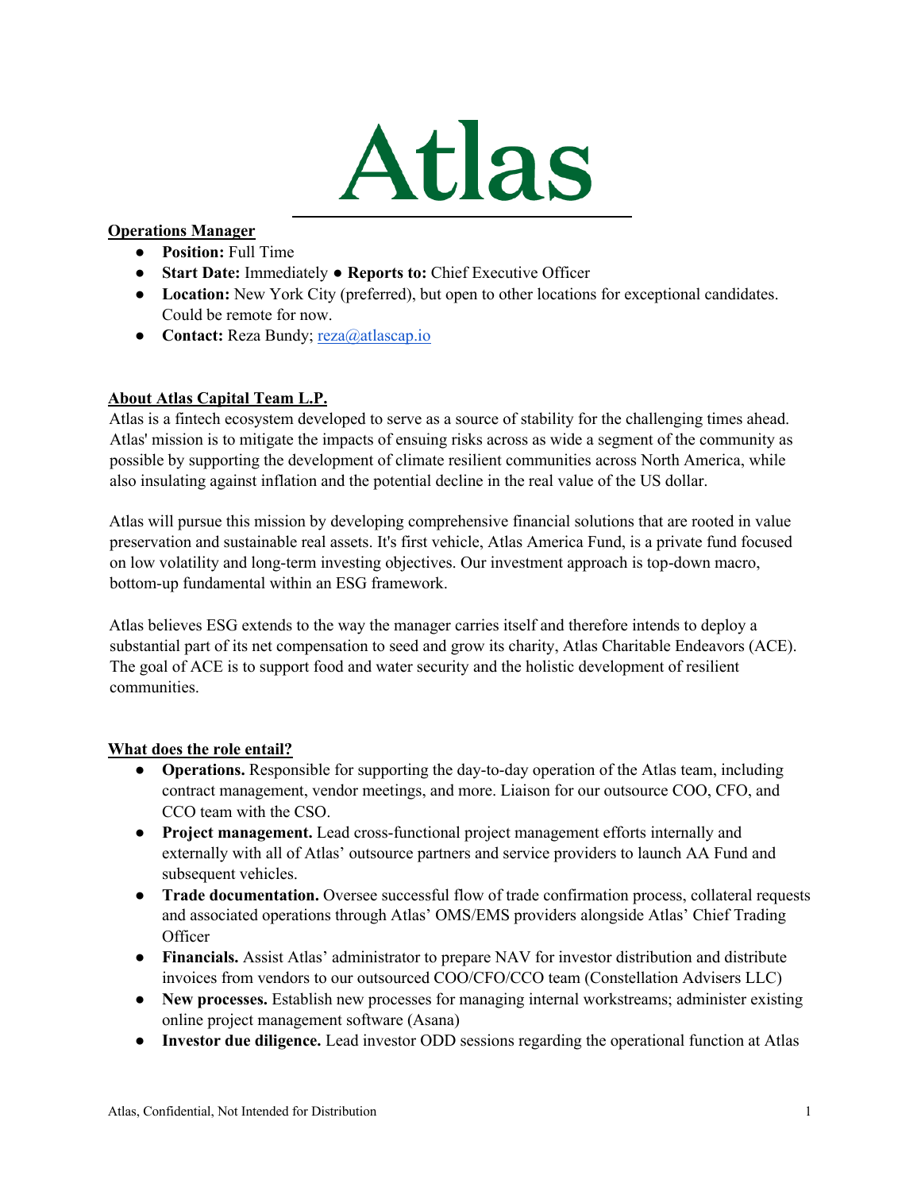# Atlas

## Operations Manager

- **Position:** Full Time
- **Start Date:** Immediately ● **Reports to:** Chief Executive Officer
- **Location:** New York City (preferred), but open to other locations for exceptional candidates. Could be remote for now.
- **Contact:** Reza Bundy; reza@atlascap.io

## About Atlas Capital Team L.P.

Atlas is a fintech ecosystem developed to serve as a source of stability for the challenging times ahead. Atlas' mission is to mitigate the impacts of ensuing risks across as wide a segment of the community as possible by supporting the development of climate resilient communities across North America, while also insulating against inflation and the potential decline in the real value of the US dollar.

Atlas will pursue this mission by developing comprehensive financial solutions that are rooted in value preservation and sustainable real assets. It's first vehicle, Atlas America Fund, is a private fund focused on low volatility and long-term investing objectives. Our investment approach is top-down macro, bottom-up fundamental within an ESG framework.

Atlas believes ESG extends to the way the manager carries itself and therefore intends to deploy a substantial part of its net compensation to seed and grow its charity, Atlas Charitable Endeavors (ACE). The goal of ACE is to support food and water security and the holistic development of resilient communities.

## What does the role entail?

- **Operations.** Responsible for supporting the day-to-day operation of the Atlas team, including contract management, vendor meetings, and more. Liaison for our outsource COO, CFO, and CCO team with the CSO.
- **Project management.** Lead cross-functional project management efforts internally and externally with all of Atlas' outsource partners and service providers to launch AA Fund and subsequent vehicles.
- **Trade documentation.** Oversee successful flow of trade confirmation process, collateral requests and associated operations through Atlas' OMS/EMS providers alongside Atlas' Chief Trading Officer
- **Financials.** Assist Atlas' administrator to prepare NAV for investor distribution and distribute invoices from vendors to our outsourced COO/CFO/CCO team (Constellation Advisers LLC)
- **New processes.** Establish new processes for managing internal workstreams; administer existing online project management software (Asana)
- **Investor due diligence.** Lead investor ODD sessions regarding the operational function at Atlas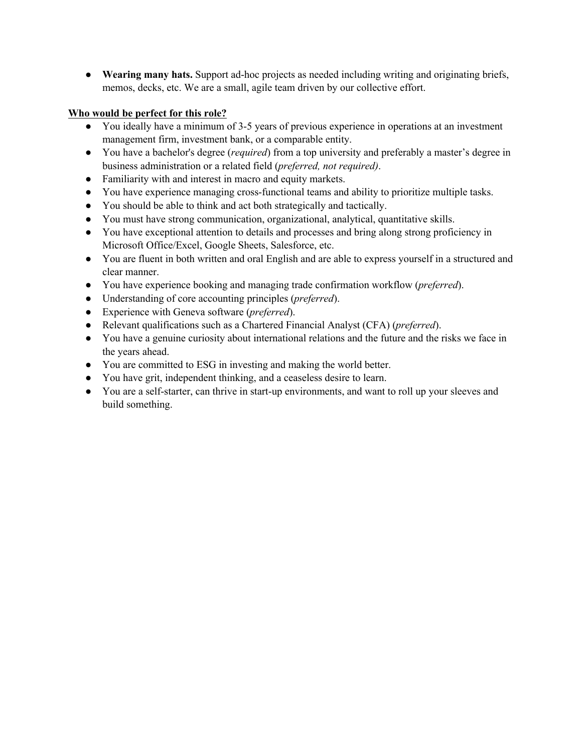- **Wearing many hats.** Support ad-hoc projects as needed including writing and originating briefs, memos, decks, etc. We are a small, agile team driven by our collective effort.

**<u>Who would be perfect for this role?</u>**

- You ideally have a minimum of 3-5 years of previous experience in operations at an investment management firm, investment bank, or a comparable entity.
- You have a bachelor's degree (*required*) from a top university and preferably a master's degree in business administration or a related field (*preferred, not required)*.
- Familiarity with and interest in macro and equity markets.
- You have experience managing cross-functional teams and ability to prioritize multiple tasks.
- You should be able to think and act both strategically and tactically.
- You must have strong communication, organizational, analytical, quantitative skills.
- You have exceptional attention to details and processes and bring along strong proficiency in Microsoft Office/Excel, Google Sheets, Salesforce, etc.
- You are fluent in both written and oral English and are able to express yourself in a structured and clear manner.
- You have experience booking and managing trade confirmation workflow (*preferred*).
- Understanding of core accounting principles (*preferred*).
- Experience with Geneva software (*preferred*).
- Relevant qualifications such as a Chartered Financial Analyst (CFA) (*preferred*).
- You have a genuine curiosity about international relations and the future and the risks we face in the years ahead.
- You are committed to ESG in investing and making the world better.
- You have grit, independent thinking, and a ceaseless desire to learn.
- You are a self-starter, can thrive in start-up environments, and want to roll up your sleeves and build something.